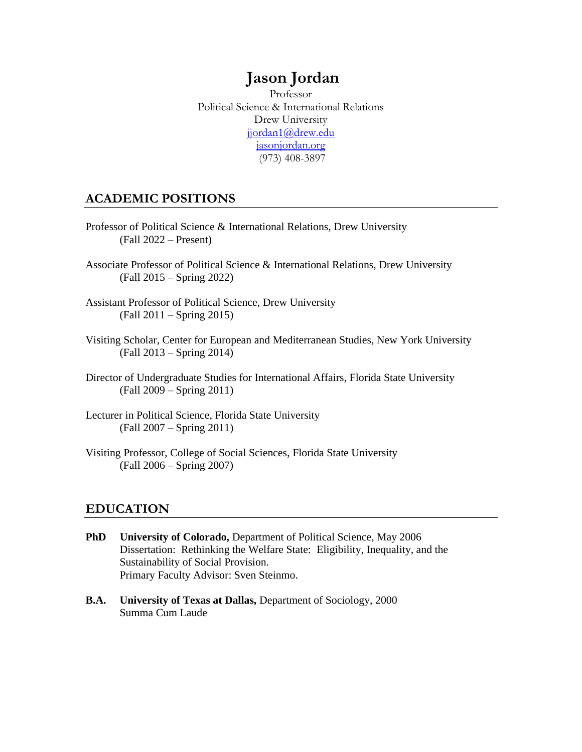# Jason Jordan

Professor
Political Science & International Relations
Drew University
jjordan1@drew.edu
jasonjordan.org
(973) 408-3897

## ACADEMIC POSITIONS

Professor of Political Science & International Relations, Drew University
(Fall 2022 – Present)

Associate Professor of Political Science & International Relations, Drew University
(Fall 2015 – Spring 2022)

Assistant Professor of Political Science, Drew University
(Fall 2011 – Spring 2015)

Visiting Scholar, Center for European and Mediterranean Studies, New York University
(Fall 2013 – Spring 2014)

Director of Undergraduate Studies for International Affairs, Florida State University
(Fall 2009 – Spring 2011)

Lecturer in Political Science, Florida State University
(Fall 2007 – Spring 2011)

Visiting Professor, College of Social Sciences, Florida State University
(Fall 2006 – Spring 2007)

## EDUCATION

**PhD** **University of Colorado,** Department of Political Science, May 2006
Dissertation: Rethinking the Welfare State: Eligibility, Inequality, and the Sustainability of Social Provision.
Primary Faculty Advisor: Sven Steinmo.

**B.A.** **University of Texas at Dallas,** Department of Sociology, 2000
Summa Cum Laude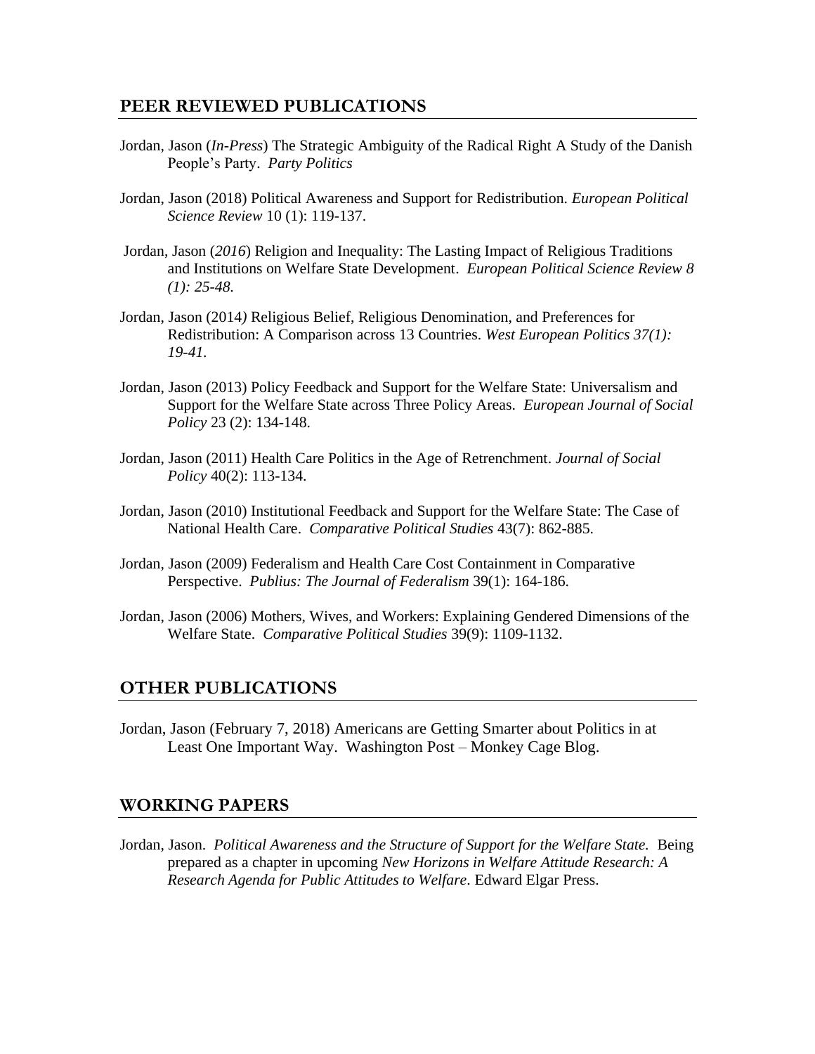## PEER REVIEWED PUBLICATIONS

Jordan, Jason (*In-Press*) The Strategic Ambiguity of the Radical Right A Study of the Danish People's Party. *Party Politics*

Jordan, Jason (2018) Political Awareness and Support for Redistribution. *European Political Science Review* 10 (1): 119-137.

Jordan, Jason (*2016*) Religion and Inequality: The Lasting Impact of Religious Traditions and Institutions on Welfare State Development. *European Political Science Review 8 (1): 25-48.*

Jordan, Jason (2014*)* Religious Belief, Religious Denomination, and Preferences for Redistribution: A Comparison across 13 Countries. *West European Politics 37(1): 19-41.*

Jordan, Jason (2013) Policy Feedback and Support for the Welfare State: Universalism and Support for the Welfare State across Three Policy Areas. *European Journal of Social Policy* 23 (2): 134-148.

Jordan, Jason (2011) Health Care Politics in the Age of Retrenchment. *Journal of Social Policy* 40(2): 113-134.

Jordan, Jason (2010) Institutional Feedback and Support for the Welfare State: The Case of National Health Care. *Comparative Political Studies* 43(7): 862-885.

Jordan, Jason (2009) Federalism and Health Care Cost Containment in Comparative Perspective. *Publius: The Journal of Federalism* 39(1): 164-186.

Jordan, Jason (2006) Mothers, Wives, and Workers: Explaining Gendered Dimensions of the Welfare State. *Comparative Political Studies* 39(9): 1109-1132.

## OTHER PUBLICATIONS

Jordan, Jason (February 7, 2018) Americans are Getting Smarter about Politics in at Least One Important Way. Washington Post – Monkey Cage Blog.

## WORKING PAPERS

Jordan, Jason. *Political Awareness and the Structure of Support for the Welfare State.* Being prepared as a chapter in upcoming *New Horizons in Welfare Attitude Research: A Research Agenda for Public Attitudes to Welfare*. Edward Elgar Press.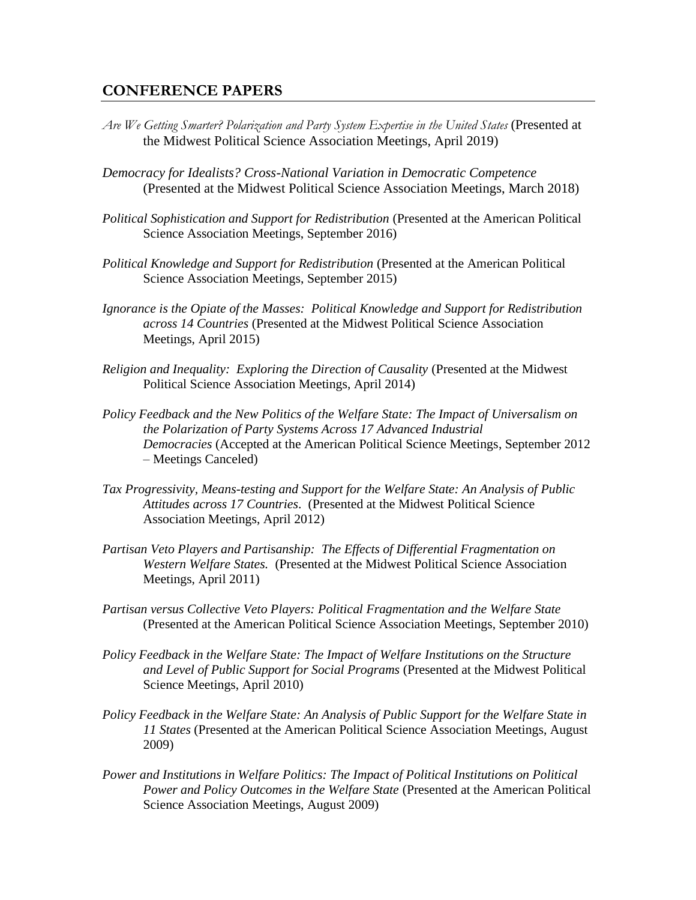## CONFERENCE PAPERS

*Are We Getting Smarter? Polarization and Party System Expertise in the United States* (Presented at the Midwest Political Science Association Meetings, April 2019)

*Democracy for Idealists? Cross-National Variation in Democratic Competence* (Presented at the Midwest Political Science Association Meetings, March 2018)

*Political Sophistication and Support for Redistribution* (Presented at the American Political Science Association Meetings, September 2016)

*Political Knowledge and Support for Redistribution* (Presented at the American Political Science Association Meetings, September 2015)

*Ignorance is the Opiate of the Masses: Political Knowledge and Support for Redistribution across 14 Countries* (Presented at the Midwest Political Science Association Meetings, April 2015)

*Religion and Inequality: Exploring the Direction of Causality* (Presented at the Midwest Political Science Association Meetings, April 2014)

*Policy Feedback and the New Politics of the Welfare State: The Impact of Universalism on the Polarization of Party Systems Across 17 Advanced Industrial Democracies* (Accepted at the American Political Science Meetings, September 2012 – Meetings Canceled)

*Tax Progressivity, Means-testing and Support for the Welfare State: An Analysis of Public Attitudes across 17 Countries*. (Presented at the Midwest Political Science Association Meetings, April 2012)

*Partisan Veto Players and Partisanship: The Effects of Differential Fragmentation on Western Welfare States.* (Presented at the Midwest Political Science Association Meetings, April 2011)

*Partisan versus Collective Veto Players: Political Fragmentation and the Welfare State* (Presented at the American Political Science Association Meetings, September 2010)

*Policy Feedback in the Welfare State: The Impact of Welfare Institutions on the Structure and Level of Public Support for Social Programs* (Presented at the Midwest Political Science Meetings, April 2010)

*Policy Feedback in the Welfare State: An Analysis of Public Support for the Welfare State in 11 States* (Presented at the American Political Science Association Meetings, August 2009)

*Power and Institutions in Welfare Politics: The Impact of Political Institutions on Political Power and Policy Outcomes in the Welfare State* (Presented at the American Political Science Association Meetings, August 2009)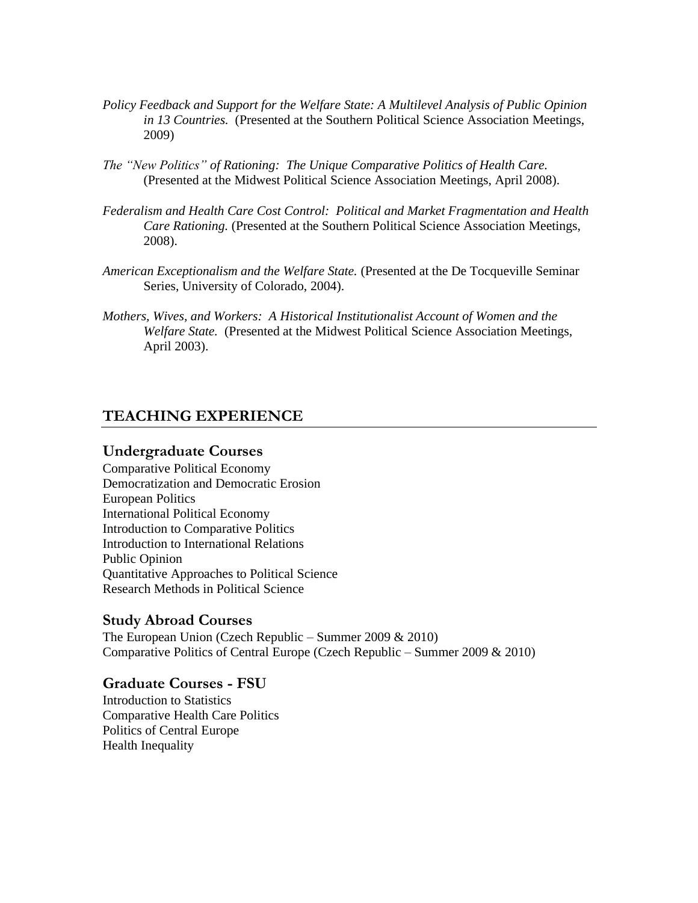*Policy Feedback and Support for the Welfare State: A Multilevel Analysis of Public Opinion in 13 Countries.* (Presented at the Southern Political Science Association Meetings, 2009)

*The "New Politics" of Rationing: The Unique Comparative Politics of Health Care.* (Presented at the Midwest Political Science Association Meetings, April 2008).

*Federalism and Health Care Cost Control: Political and Market Fragmentation and Health Care Rationing.* (Presented at the Southern Political Science Association Meetings, 2008).

*American Exceptionalism and the Welfare State.* (Presented at the De Tocqueville Seminar Series, University of Colorado, 2004).

*Mothers, Wives, and Workers: A Historical Institutionalist Account of Women and the Welfare State.* (Presented at the Midwest Political Science Association Meetings, April 2003).

## TEACHING EXPERIENCE

### Undergraduate Courses

Comparative Political Economy
Democratization and Democratic Erosion
European Politics
International Political Economy
Introduction to Comparative Politics
Introduction to International Relations
Public Opinion
Quantitative Approaches to Political Science
Research Methods in Political Science

### Study Abroad Courses

The European Union (Czech Republic – Summer 2009 & 2010)
Comparative Politics of Central Europe (Czech Republic – Summer 2009 & 2010)

### Graduate Courses - FSU

Introduction to Statistics
Comparative Health Care Politics
Politics of Central Europe
Health Inequality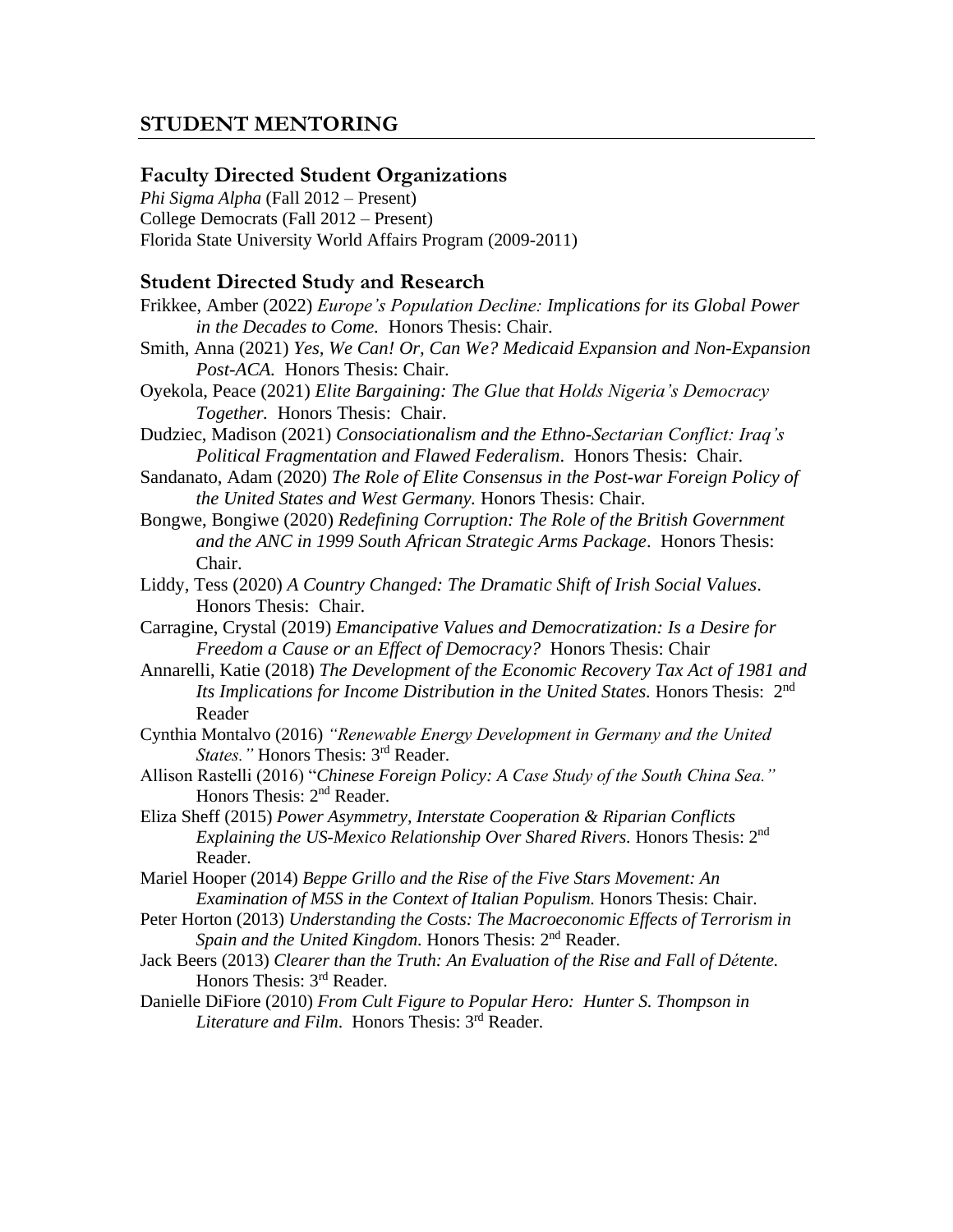## STUDENT MENTORING

### Faculty Directed Student Organizations

*Phi Sigma Alpha* (Fall 2012 – Present)
College Democrats (Fall 2012 – Present)
Florida State University World Affairs Program (2009-2011)

### Student Directed Study and Research

Frikkee, Amber (2022) *Europe's Population Decline: Implications for its Global Power in the Decades to Come.* Honors Thesis: Chair.

Smith, Anna (2021) *Yes, We Can! Or, Can We? Medicaid Expansion and Non-Expansion Post-ACA.* Honors Thesis: Chair.

Oyekola, Peace (2021) *Elite Bargaining: The Glue that Holds Nigeria's Democracy Together.* Honors Thesis: Chair.

Dudziec, Madison (2021) *Consociationalism and the Ethno-Sectarian Conflict: Iraq's Political Fragmentation and Flawed Federalism*. Honors Thesis: Chair.

Sandanato, Adam (2020) *The Role of Elite Consensus in the Post-war Foreign Policy of the United States and West Germany.* Honors Thesis: Chair.

Bongwe, Bongiwe (2020) *Redefining Corruption: The Role of the British Government and the ANC in 1999 South African Strategic Arms Package*. Honors Thesis: Chair.

Liddy, Tess (2020) *A Country Changed: The Dramatic Shift of Irish Social Values*. Honors Thesis: Chair.

Carragine, Crystal (2019) *Emancipative Values and Democratization: Is a Desire for Freedom a Cause or an Effect of Democracy?* Honors Thesis: Chair

Annarelli, Katie (2018) *The Development of the Economic Recovery Tax Act of 1981 and Its Implications for Income Distribution in the United States.* Honors Thesis: 2nd Reader

Cynthia Montalvo (2016) *"Renewable Energy Development in Germany and the United States."* Honors Thesis: 3rd Reader.

Allison Rastelli (2016) "*Chinese Foreign Policy: A Case Study of the South China Sea."* Honors Thesis: 2nd Reader.

Eliza Sheff (2015) *Power Asymmetry, Interstate Cooperation & Riparian Conflicts Explaining the US-Mexico Relationship Over Shared Rivers.* Honors Thesis: 2nd Reader.

Mariel Hooper (2014) *Beppe Grillo and the Rise of the Five Stars Movement: An Examination of M5S in the Context of Italian Populism.* Honors Thesis: Chair.

Peter Horton (2013) *Understanding the Costs: The Macroeconomic Effects of Terrorism in Spain and the United Kingdom.* Honors Thesis: 2nd Reader.

Jack Beers (2013) *Clearer than the Truth: An Evaluation of the Rise and Fall of Détente.* Honors Thesis: 3rd Reader.

Danielle DiFiore (2010) *From Cult Figure to Popular Hero: Hunter S. Thompson in Literature and Film*. Honors Thesis: 3rd Reader.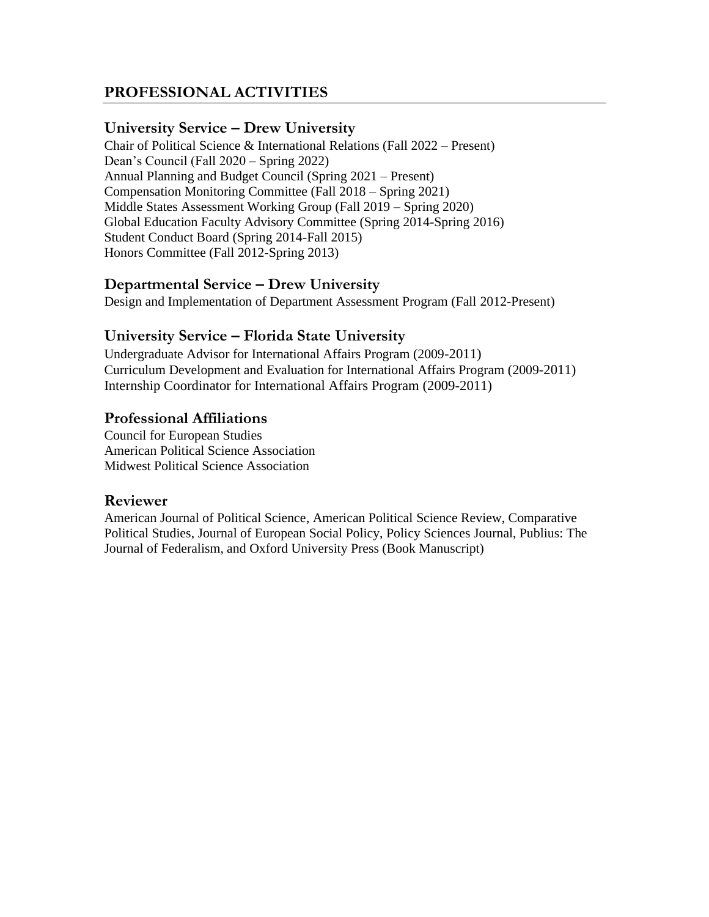## PROFESSIONAL ACTIVITIES

### University Service – Drew University

Chair of Political Science & International Relations (Fall 2022 – Present)
Dean's Council (Fall 2020 – Spring 2022)
Annual Planning and Budget Council (Spring 2021 – Present)
Compensation Monitoring Committee (Fall 2018 – Spring 2021)
Middle States Assessment Working Group (Fall 2019 – Spring 2020)
Global Education Faculty Advisory Committee (Spring 2014-Spring 2016)
Student Conduct Board (Spring 2014-Fall 2015)
Honors Committee (Fall 2012-Spring 2013)

### Departmental Service – Drew University

Design and Implementation of Department Assessment Program (Fall 2012-Present)

### University Service – Florida State University

Undergraduate Advisor for International Affairs Program (2009-2011)
Curriculum Development and Evaluation for International Affairs Program (2009-2011)
Internship Coordinator for International Affairs Program (2009-2011)

### Professional Affiliations

Council for European Studies
American Political Science Association
Midwest Political Science Association

### Reviewer

American Journal of Political Science, American Political Science Review, Comparative Political Studies, Journal of European Social Policy, Policy Sciences Journal, Publius: The Journal of Federalism, and Oxford University Press (Book Manuscript)